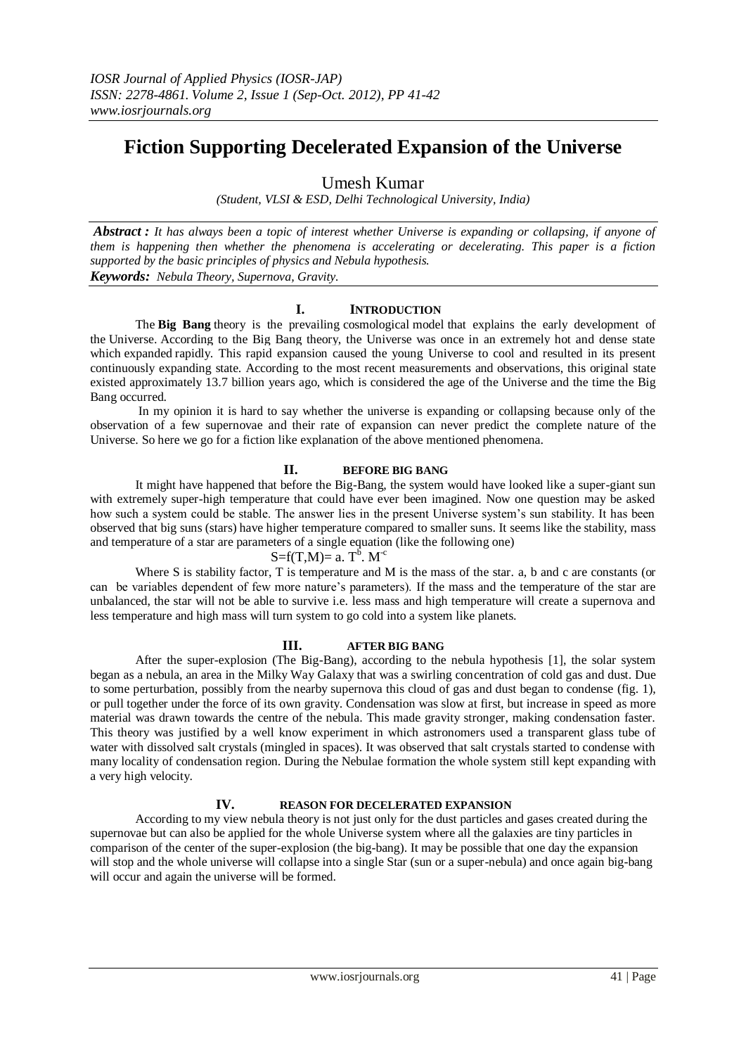# Fiction Supporting Decelerated Expansion of the Universe

Umesh Kumar

*(Student, VLSI & ESD, Delhi Technological University, India)*

***Abstract :*** *It has always been a topic of interest whether Universe is expanding or collapsing, if anyone of them is happening then whether the phenomena is accelerating or decelerating. This paper is a fiction supported by the basic principles of physics and Nebula hypothesis.*

***Keywords:*** *Nebula Theory, Supernova, Gravity.*

## I. Introduction

The **Big Bang** theory is the prevailing cosmological model that explains the early development of the Universe. According to the Big Bang theory, the Universe was once in an extremely hot and dense state which expanded rapidly. This rapid expansion caused the young Universe to cool and resulted in its present continuously expanding state. According to the most recent measurements and observations, this original state existed approximately 13.7 billion years ago, which is considered the age of the Universe and the time the Big Bang occurred.

In my opinion it is hard to say whether the universe is expanding or collapsing because only of the observation of a few supernovae and their rate of expansion can never predict the complete nature of the Universe. So here we go for a fiction like explanation of the above mentioned phenomena.

## II. Before Big Bang

It might have happened that before the Big-Bang, the system would have looked like a super-giant sun with extremely super-high temperature that could have ever been imagined. Now one question may be asked how such a system could be stable. The answer lies in the present Universe system's sun stability. It has been observed that big suns (stars) have higher temperature compared to smaller suns. It seems like the stability, mass and temperature of a star are parameters of a single equation (like the following one)

$$S=f(T,M)= a.\ T^{b}.\ M^{-c}$$

Where S is stability factor, T is temperature and M is the mass of the star. a, b and c are constants (or can be variables dependent of few more nature's parameters). If the mass and the temperature of the star are unbalanced, the star will not be able to survive i.e. less mass and high temperature will create a supernova and less temperature and high mass will turn system to go cold into a system like planets.

## III. After Big Bang

After the super-explosion (The Big-Bang), according to the nebula hypothesis [1], the solar system began as a nebula, an area in the Milky Way Galaxy that was a swirling concentration of cold gas and dust. Due to some perturbation, possibly from the nearby supernova this cloud of gas and dust began to condense (fig. 1), or pull together under the force of its own gravity. Condensation was slow at first, but increase in speed as more material was drawn towards the centre of the nebula. This made gravity stronger, making condensation faster. This theory was justified by a well know experiment in which astronomers used a transparent glass tube of water with dissolved salt crystals (mingled in spaces). It was observed that salt crystals started to condense with many locality of condensation region. During the Nebulae formation the whole system still kept expanding with a very high velocity.

## IV. Reason for Decelerated Expansion

According to my view nebula theory is not just only for the dust particles and gases created during the supernovae but can also be applied for the whole Universe system where all the galaxies are tiny particles in comparison of the center of the super-explosion (the big-bang). It may be possible that one day the expansion will stop and the whole universe will collapse into a single Star (sun or a super-nebula) and once again big-bang will occur and again the universe will be formed.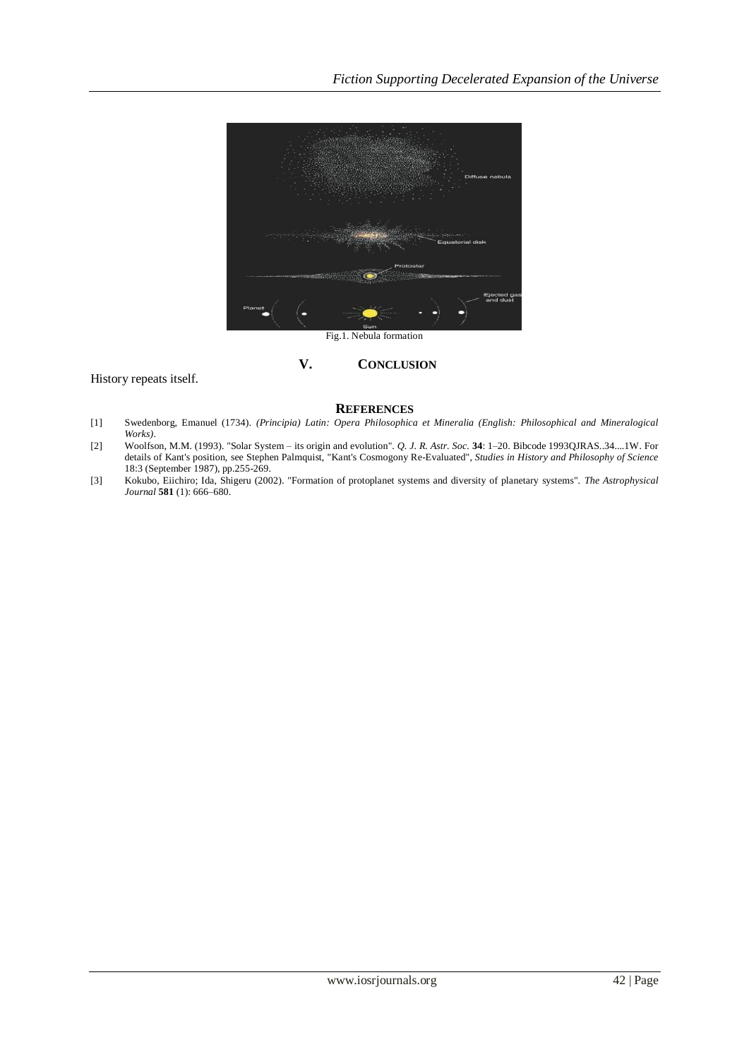Diffuse nebula

Equatorial disk

Protostar

Ejected gas and dust

Planet

Sun

Fig.1. Nebula formation

## V. CONCLUSION

History repeats itself.

## REFERENCES

[1] Swedenborg, Emanuel (1734). *(Principia) Latin: Opera Philosophica et Mineralia (English: Philosophical and Mineralogical Works)*.

[2] Woolfson, M.M. (1993). "Solar System – its origin and evolution". *Q. J. R. Astr. Soc.* **34**: 1–20. Bibcode 1993QJRAS..34....1W. For details of Kant's position, see Stephen Palmquist, "Kant's Cosmogony Re-Evaluated", *Studies in History and Philosophy of Science* 18:3 (September 1987), pp.255-269.

[3] Kokubo, Eiichiro; Ida, Shigeru (2002). "Formation of protoplanet systems and diversity of planetary systems". *The Astrophysical Journal* **581** (1): 666–680.